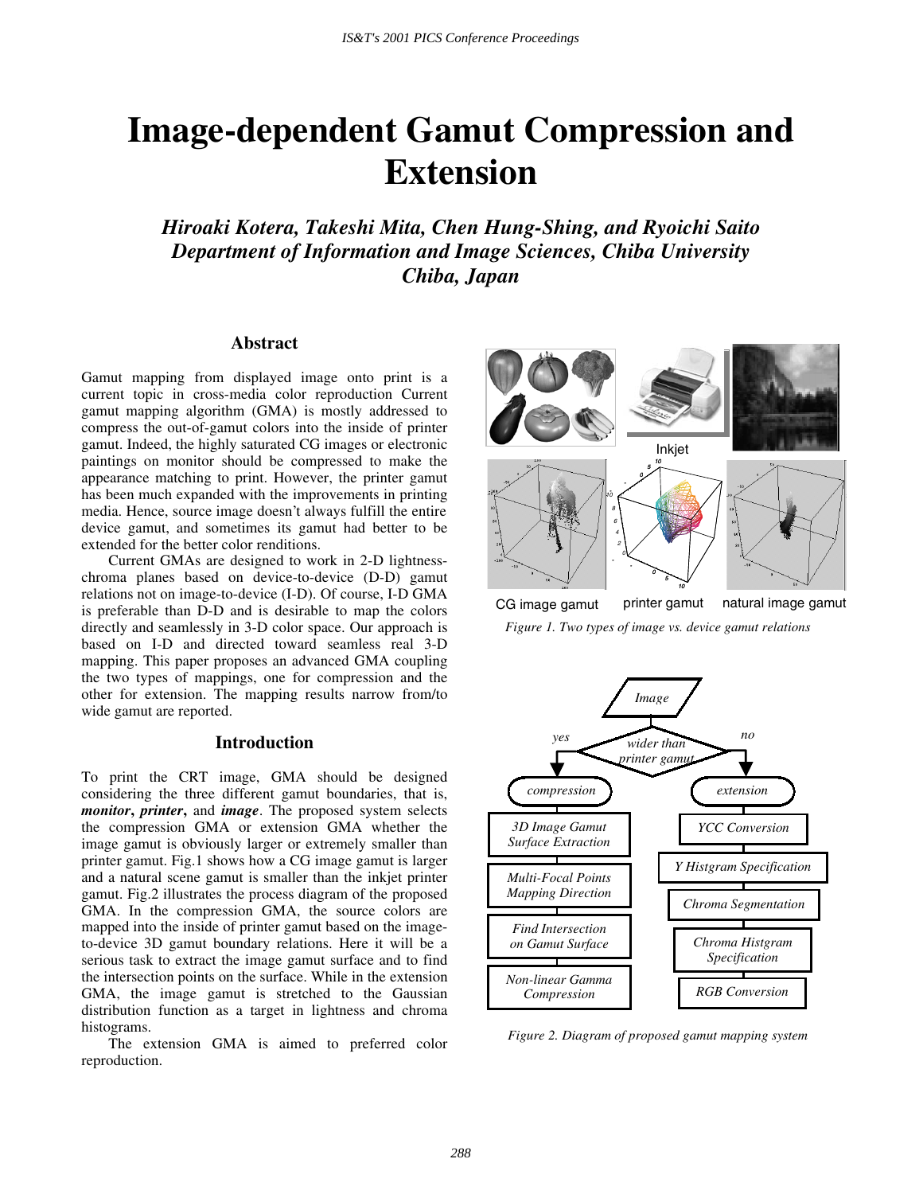# Image-dependent Gamut Compression and Extension

*Hiroaki Kotera, Takeshi Mita, Chen Hung-Shing, and Ryoichi Saito*
*Department of Information and Image Sciences, Chiba University*
*Chiba, Japan*

## Abstract

Gamut mapping from displayed image onto print is a current topic in cross-media color reproduction Current gamut mapping algorithm (GMA) is mostly addressed to compress the out-of-gamut colors into the inside of printer gamut. Indeed, the highly saturated CG images or electronic paintings on monitor should be compressed to make the appearance matching to print. However, the printer gamut has been much expanded with the improvements in printing media. Hence, source image doesn't always fulfill the entire device gamut, and sometimes its gamut had better to be extended for the better color renditions.

Current GMAs are designed to work in 2-D lightness-chroma planes based on device-to-device (D-D) gamut relations not on image-to-device (I-D). Of course, I-D GMA is preferable than D-D and is desirable to map the colors directly and seamlessly in 3-D color space. Our approach is based on I-D and directed toward seamless real 3-D mapping. This paper proposes an advanced GMA coupling the two types of mappings, one for compression and the other for extension. The mapping results narrow from/to wide gamut are reported.

## Introduction

To print the CRT image, GMA should be designed considering the three different gamut boundaries, that is, ***monitor***, ***printer***, and ***image***. The proposed system selects the compression GMA or extension GMA whether the image gamut is obviously larger or extremely smaller than printer gamut. Fig.1 shows how a CG image gamut is larger and a natural scene gamut is smaller than the inkjet printer gamut. Fig.2 illustrates the process diagram of the proposed GMA. In the compression GMA, the source colors are mapped into the inside of printer gamut based on the image-to-device 3D gamut boundary relations. Here it will be a serious task to extract the image gamut surface and to find the intersection points on the surface. While in the extension GMA, the image gamut is stretched to the Gaussian distribution function as a target in lightness and chroma histograms.

The extension GMA is aimed to preferred color reproduction.

Inkjet

CG image gamut    printer gamut    natural image gamut

*Figure 1. Two types of image vs. device gamut relations*

Image → wider than printer gamut?
- yes → compression: 3D Image Gamut Surface Extraction → Multi-Focal Points Mapping Direction → Find Intersection on Gamut Surface → Non-linear Gamma Compression
- no → extension: YCC Conversion → Y Histgram Specification → Chroma Segmentation → Chroma Histgram Specification → RGB Conversion

*Figure 2. Diagram of proposed gamut mapping system*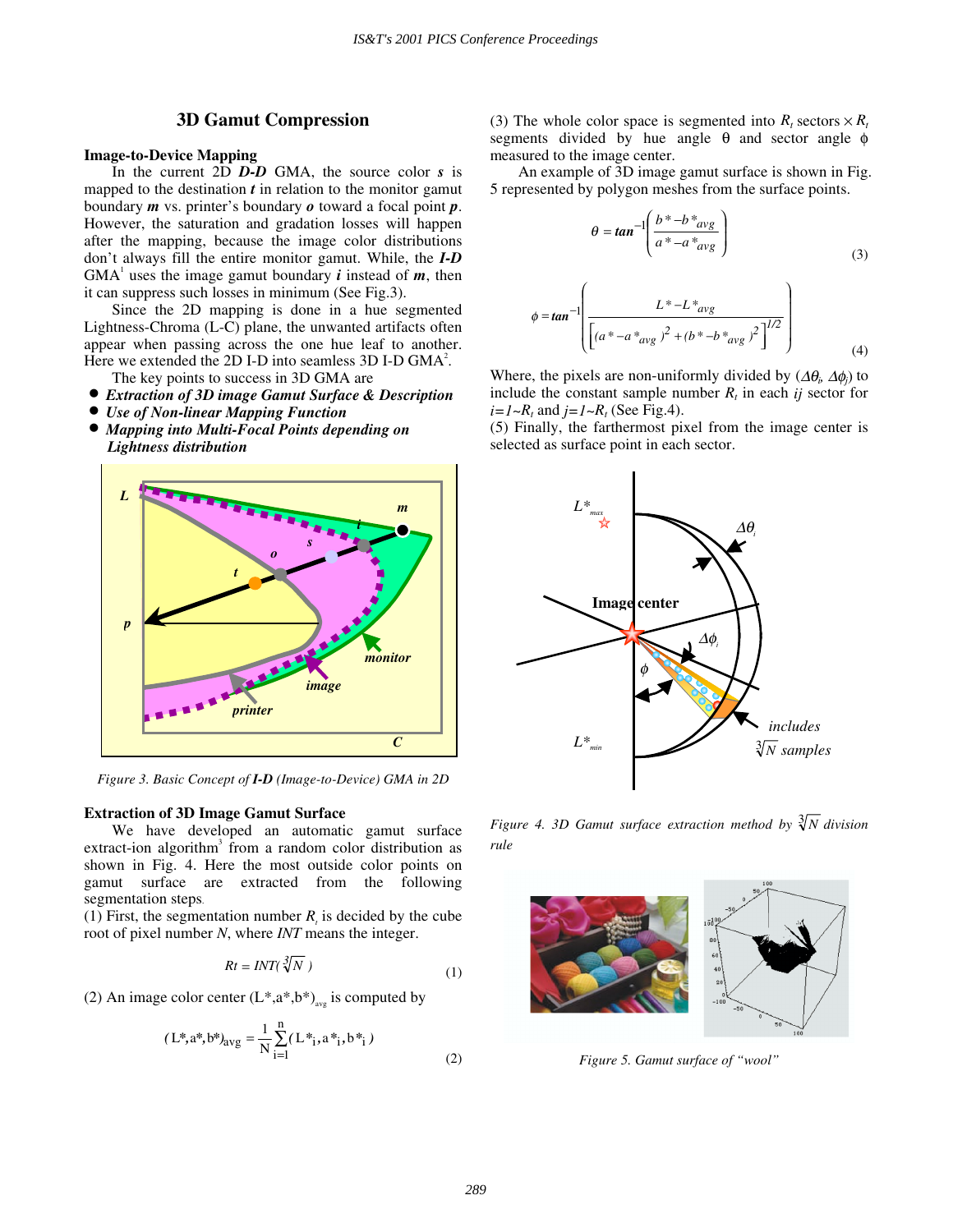## 3D Gamut Compression

### Image-to-Device Mapping

In the current 2D ***D-D*** GMA, the source color ***s*** is mapped to the destination ***t*** in relation to the monitor gamut boundary ***m*** vs. printer's boundary ***o*** toward a focal point ***p***. However, the saturation and gradation losses will happen after the mapping, because the image color distributions don't always fill the entire monitor gamut. While, the ***I-D*** GMA[1] uses the image gamut boundary ***i*** instead of ***m***, then it can suppress such losses in minimum (See Fig.3).

Since the 2D mapping is done in a hue segmented Lightness-Chroma (L-C) plane, the unwanted artifacts often appear when passing across the one hue leaf to another. Here we extended the 2D I-D into seamless 3D I-D GMA[2].

The key points to success in 3D GMA are

- ***Extraction of 3D image Gamut Surface & Description***
- ***Use of Non-linear Mapping Function***
- ***Mapping into Multi-Focal Points depending on Lightness distribution***

*Figure 3. Basic Concept of **I-D** (Image-to-Device) GMA in 2D*

### Extraction of 3D Image Gamut Surface

We have developed an automatic gamut surface extract-ion algorithm[3] from a random color distribution as shown in Fig. 4. Here the most outside color points on gamut surface are extracted from the following segmentation steps.

(1) First, the segmentation number $R_t$ is decided by the cube root of pixel number $N$, where *INT* means the integer.

$$R_t = INT(\sqrt[3]{N}\,) \tag{1}$$

(2) An image color center $(L^*,a^*,b^*)_{avg}$ is computed by

$$(L^*,a^*,b^*)_{avg} = \frac{1}{N}\sum_{i=1}^{n}(L^*_i,a^*_i,b^*_i) \tag{2}$$

(3) The whole color space is segmented into $R_t$ sectors $\times R_t$ segments divided by hue angle $\theta$ and sector angle $\phi$ measured to the image center.

An example of 3D image gamut surface is shown in Fig. 5 represented by polygon meshes from the surface points.

$$\theta = \tan^{-1}\left(\frac{b^* - b^*_{avg}}{a^* - a^*_{avg}}\right) \tag{3}$$

$$\phi = \tan^{-1}\left(\frac{L^* - L^*_{avg}}{\left[(a^* - a^*_{avg})^2 + (b^* - b^*_{avg})^2\right]^{1/2}}\right) \tag{4}$$

Where, the pixels are non-uniformly divided by ($\Delta\theta_i$, $\Delta\phi_j$) to include the constant sample number $R_t$ in each $ij$ sector for $i=1 \sim R_t$ and $j=1 \sim R_t$ (See Fig.4).

(5) Finally, the farthermost pixel from the image center is selected as surface point in each sector.

*Figure 4. 3D Gamut surface extraction method by $\sqrt[3]{N}$ division rule*

*Figure 5. Gamut surface of "wool"*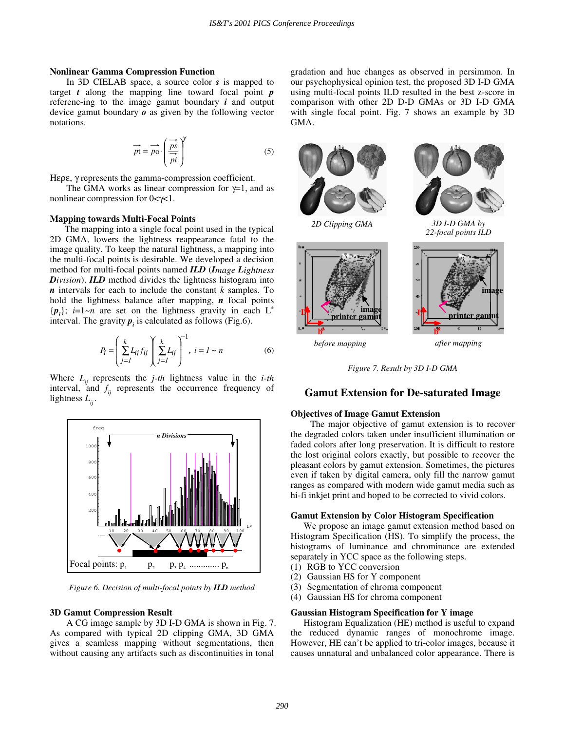### Nonlinear Gamma Compression Function

In 3D CIELAB space, a source color ***s*** is mapped to target ***t*** along the mapping line toward focal point ***p*** referenc-ing to the image gamut boundary ***i*** and output device gamut boundary ***o*** as given by the following vector notations.

$$\overrightarrow{pt} = \overrightarrow{po} \cdot \left( \frac{\overrightarrow{ps}}{\overrightarrow{pi}} \right)^{\gamma} \tag{5}$$

Ηερε, γ represents the gamma-compression coefficient.

The GMA works as linear compression for $\gamma$=1, and as nonlinear compression for $0<\gamma<1$.

### Mapping towards Multi-Focal Points

The mapping into a single focal point used in the typical 2D GMA, lowers the lightness reappearance fatal to the image quality. To keep the natural lightness, a mapping into the multi-focal points is desirable. We developed a decision method for multi-focal points named ***ILD*** (***I****mage* ***L****ightness* ***D****ivision*). ***ILD*** method divides the lightness histogram into ***n*** intervals for each to include the constant *k* samples. To hold the lightness balance after mapping, ***n*** focal points $\{\boldsymbol{p}_i\}$; $i$=1~$n$ are set on the lightness gravity in each $L^*$ interval. The gravity $\boldsymbol{p}_i$ is calculated as follows (Fig.6).

$$P_i = \left( \sum_{j=1}^{k} L_{ij} f_{ij} \right) \left( \sum_{j=1}^{k} L_{ij} \right)^{-1}, \; i = 1 \sim n \tag{6}$$

Where $L_{ij}$ represents the *j-th* lightness value in the *i-th* interval, and $f_{ij}$ represents the occurrence frequency of lightness $L_{ij}$.

Figure 6. Decision of multi-focal points by ***ILD*** method

### 3D Gamut Compression Result

A CG image sample by 3D I-D GMA is shown in Fig. 7. As compared with typical 2D clipping GMA, 3D GMA gives a seamless mapping without segmentations, then without causing any artifacts such as discontinuities in tonal gradation and hue changes as observed in persimmon. In our psychophysical opinion test, the proposed 3D I-D GMA using multi-focal points ILD resulted in the best z-score in comparison with other 2D D-D GMAs or 3D I-D GMA with single focal point. Fig. 7 shows an example by 3D GMA.

Figure 7. Result by 3D I-D GMA

## Gamut Extension for De-saturated Image

### Objectives of Image Gamut Extension

The major objective of gamut extension is to recover the degraded colors taken under insufficient illumination or faded colors after long preservation. It is difficult to restore the lost original colors exactly, but possible to recover the pleasant colors by gamut extension. Sometimes, the pictures even if taken by digital camera, only fill the narrow gamut ranges as compared with modern wide gamut media such as hi-fi inkjet print and hoped to be corrected to vivid colors.

### Gamut Extension by Color Histogram Specification

We propose an image gamut extension method based on Histogram Specification (HS). To simplify the process, the histograms of luminance and chrominance are extended separately in YCC space as the following steps.

(1) RGB to YCC conversion
(2) Gaussian HS for Y component
(3) Segmentation of chroma component
(4) Gaussian HS for chroma component

### Gaussian Histogram Specification for Y image

Histogram Equalization (HE) method is useful to expand the reduced dynamic ranges of monochrome image. However, HE can't be applied to tri-color images, because it causes unnatural and unbalanced color appearance. There is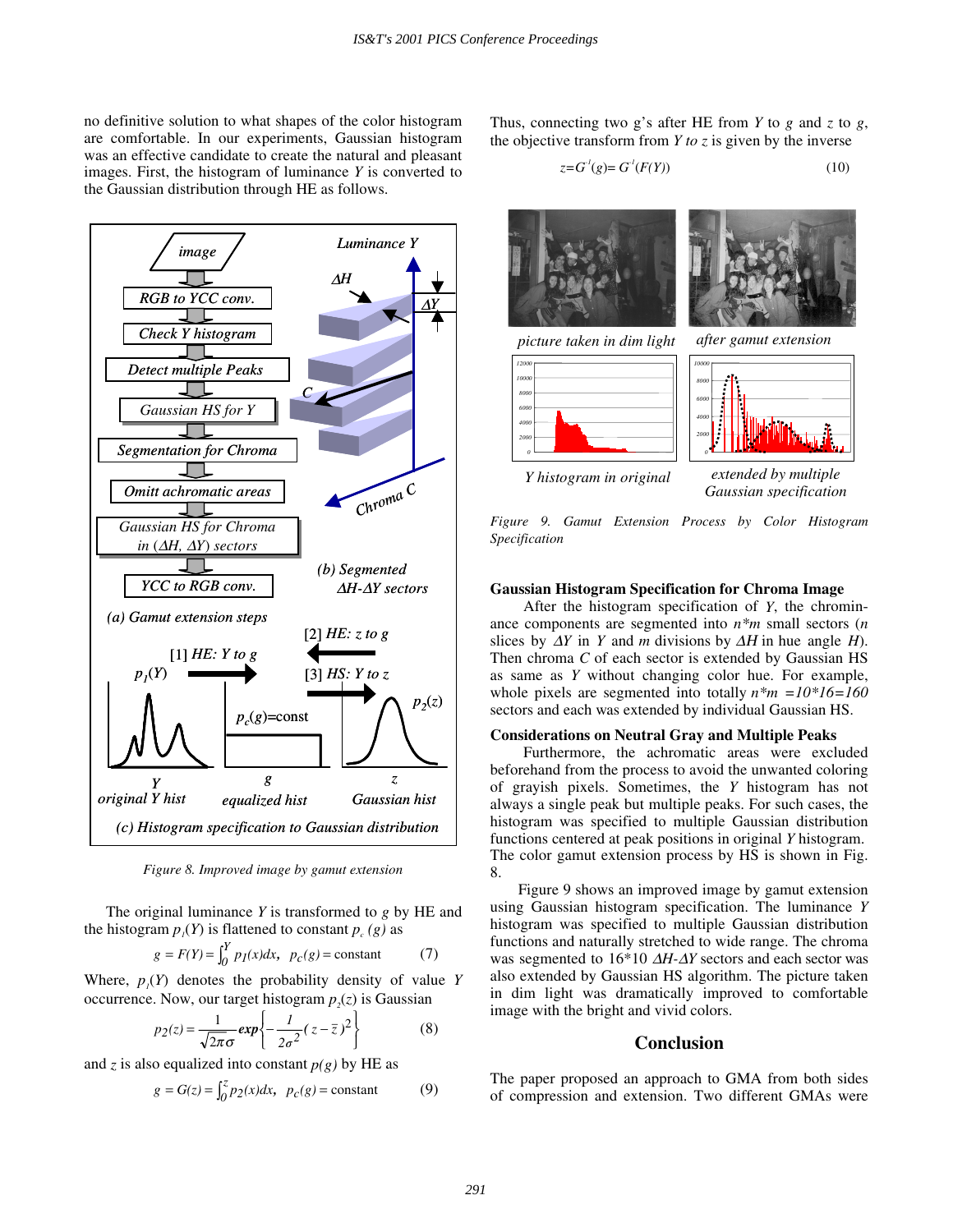no definitive solution to what shapes of the color histogram are comfortable. In our experiments, Gaussian histogram was an effective candidate to create the natural and pleasant images. First, the histogram of luminance $Y$ is converted to the Gaussian distribution through HE as follows.

Figure 8. Improved image by gamut extension

The original luminance $Y$ is transformed to $g$ by HE and the histogram $p_1(Y)$ is flattened to constant $p_c(g)$ as

$$g = F(Y) = \int_0^Y p_1(x)dx, \quad p_c(g) = \text{constant} \tag{7}$$

Where, $p_1(Y)$ denotes the probability density of value $Y$ occurrence. Now, our target histogram $p_2(z)$ is Gaussian

$$p_2(z) = \frac{1}{\sqrt{2\pi}\sigma} \exp\left\{ -\frac{1}{2\sigma^2}(z - \bar{z})^2 \right\} \tag{8}$$

and $z$ is also equalized into constant $p(g)$ by HE as

$$g = G(z) = \int_0^z p_2(x)dx, \quad p_c(g) = \text{constant} \tag{9}$$

Thus, connecting two g's after HE from $Y$ to $g$ and $z$ to $g$, the objective transform from $Y$ to $z$ is given by the inverse

$$z = G^{-1}(g) = G^{-1}(F(Y)) \tag{10}$$

Figure 9. Gamut Extension Process by Color Histogram Specification

### Gaussian Histogram Specification for Chroma Image

After the histogram specification of $Y$, the chrominance components are segmented into $n*m$ small sectors ($n$ slices by $\Delta Y$ in $Y$ and $m$ divisions by $\Delta H$ in hue angle $H$). Then chroma $C$ of each sector is extended by Gaussian HS as same as $Y$ without changing color hue. For example, whole pixels are segmented into totally $n*m = 10*16 = 160$ sectors and each was extended by individual Gaussian HS.

### Considerations on Neutral Gray and Multiple Peaks

Furthermore, the achromatic areas were excluded beforehand from the process to avoid the unwanted coloring of grayish pixels. Sometimes, the $Y$ histogram has not always a single peak but multiple peaks. For such cases, the histogram was specified to multiple Gaussian distribution functions centered at peak positions in original $Y$ histogram. The color gamut extension process by HS is shown in Fig. 8.

Figure 9 shows an improved image by gamut extension using Gaussian histogram specification. The luminance $Y$ histogram was specified to multiple Gaussian distribution functions and naturally stretched to wide range. The chroma was segmented to 16*10 $\Delta H$-$\Delta Y$ sectors and each sector was also extended by Gaussian HS algorithm. The picture taken in dim light was dramatically improved to comfortable image with the bright and vivid colors.

## Conclusion

The paper proposed an approach to GMA from both sides of compression and extension. Two different GMAs were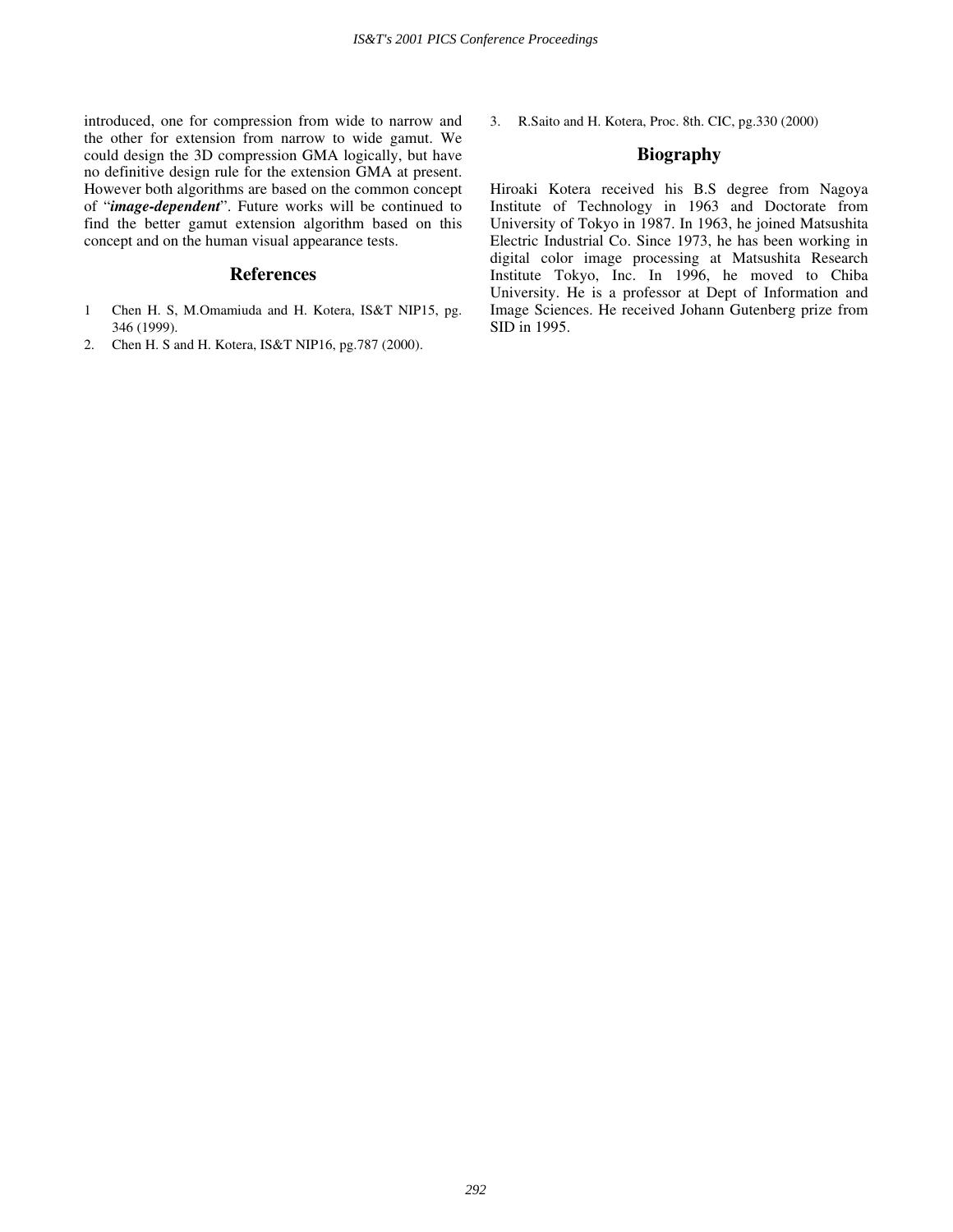introduced, one for compression from wide to narrow and the other for extension from narrow to wide gamut. We could design the 3D compression GMA logically, but have no definitive design rule for the extension GMA at present. However both algorithms are based on the common concept of "***image-dependent***". Future works will be continued to find the better gamut extension algorithm based on this concept and on the human visual appearance tests.

## References

1 Chen H. S, M.Omamiuda and H. Kotera, IS&T NIP15, pg. 346 (1999).

2. Chen H. S and H. Kotera, IS&T NIP16, pg.787 (2000).

3. R.Saito and H. Kotera, Proc. 8th. CIC, pg.330 (2000)

## Biography

Hiroaki Kotera received his B.S degree from Nagoya Institute of Technology in 1963 and Doctorate from University of Tokyo in 1987. In 1963, he joined Matsushita Electric Industrial Co. Since 1973, he has been working in digital color image processing at Matsushita Research Institute Tokyo, Inc. In 1996, he moved to Chiba University. He is a professor at Dept of Information and Image Sciences. He received Johann Gutenberg prize from SID in 1995.